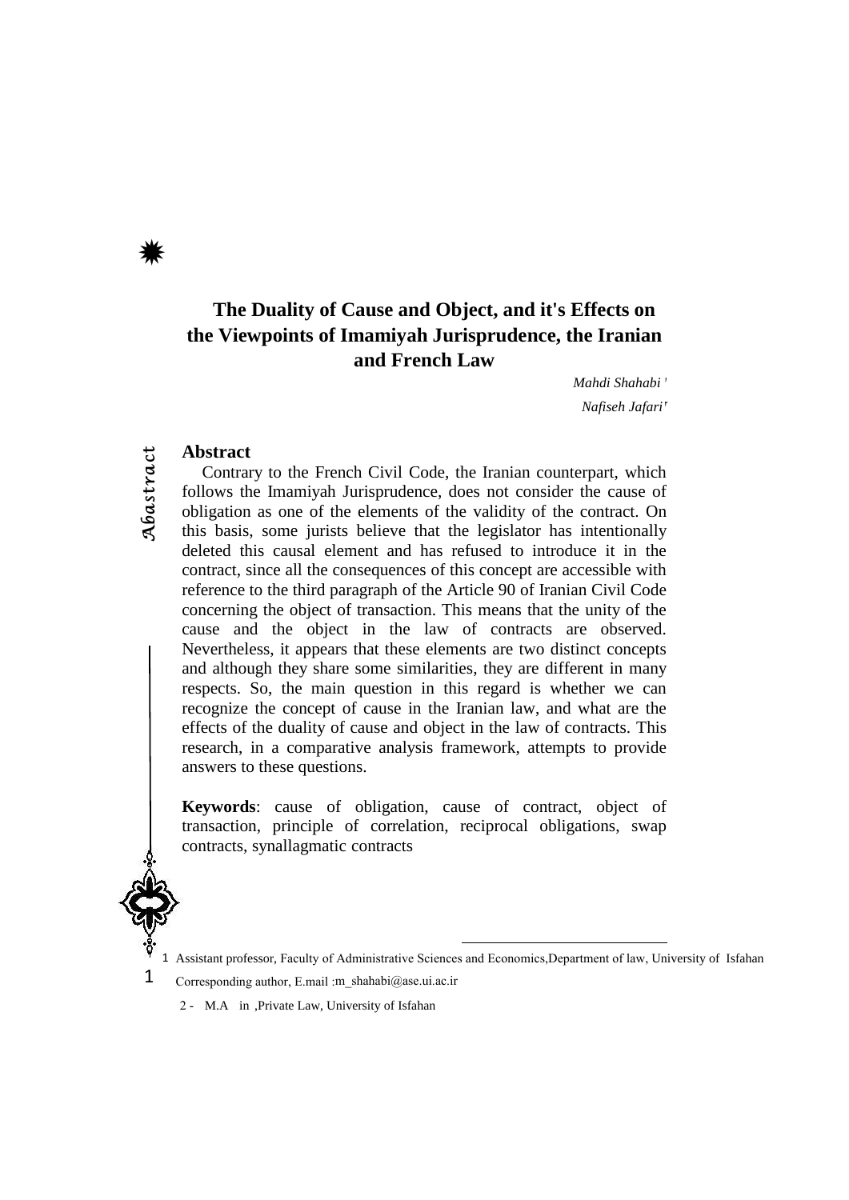# The Duality of Cause and Object, and it's Effects on the Viewpoints of Imamiyah Jurisprudence, the Iranian and French Law

*Mahdi Shahabi* [1]

*Nafiseh Jafari* [2]

## Abstract

Contrary to the French Civil Code, the Iranian counterpart, which follows the Imamiyah Jurisprudence, does not consider the cause of obligation as one of the elements of the validity of the contract. On this basis, some jurists believe that the legislator has intentionally deleted this causal element and has refused to introduce it in the contract, since all the consequences of this concept are accessible with reference to the third paragraph of the Article 90 of Iranian Civil Code concerning the object of transaction. This means that the unity of the cause and the object in the law of contracts are observed. Nevertheless, it appears that these elements are two distinct concepts and although they share some similarities, they are different in many respects. So, the main question in this regard is whether we can recognize the concept of cause in the Iranian law, and what are the effects of the duality of cause and object in the law of contracts. This research, in a comparative analysis framework, attempts to provide answers to these questions.

**Keywords**: cause of obligation, cause of contract, object of transaction, principle of correlation, reciprocal obligations, swap contracts, synallagmatic contracts

---

1 Assistant professor, Faculty of Administrative Sciences and Economics,Department of law, University of Isfahan Corresponding author, E.mail :m_shahabi@ase.ui.ac.ir

2 - M.A in ,Private Law, University of Isfahan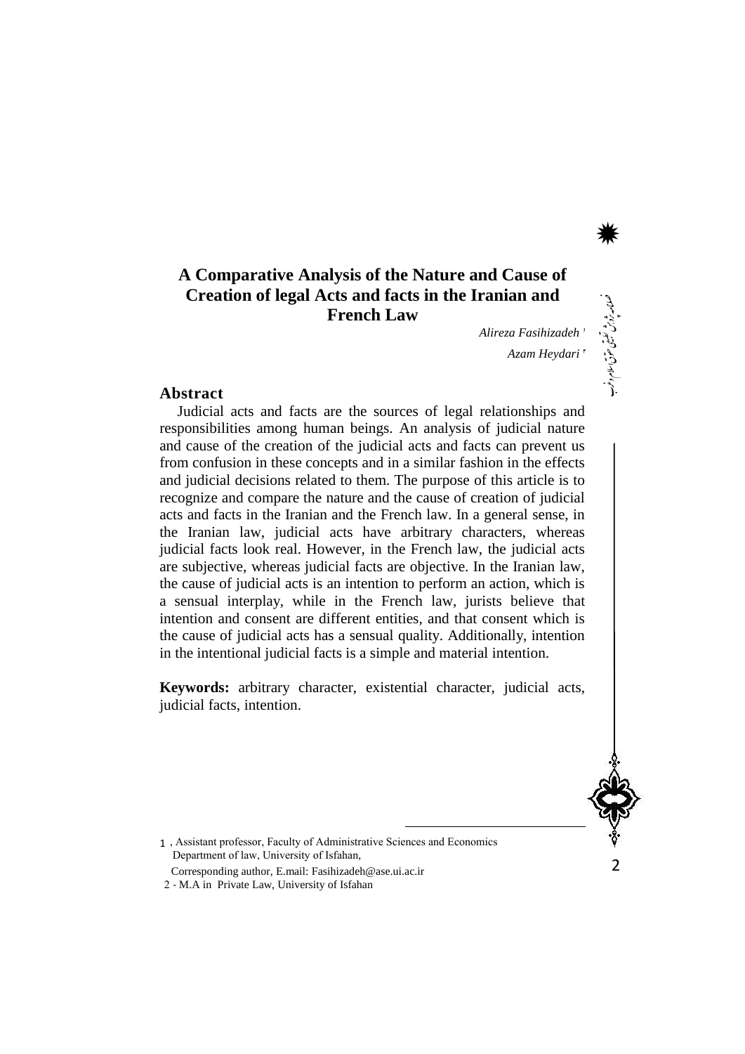# A Comparative Analysis of the Nature and Cause of Creation of legal Acts and facts in the Iranian and French Law

*Alireza Fasihizadeh* [1]

*Azam Heydari* [2]

## Abstract

Judicial acts and facts are the sources of legal relationships and responsibilities among human beings. An analysis of judicial nature and cause of the creation of the judicial acts and facts can prevent us from confusion in these concepts and in a similar fashion in the effects and judicial decisions related to them. The purpose of this article is to recognize and compare the nature and the cause of creation of judicial acts and facts in the Iranian and the French law. In a general sense, in the Iranian law, judicial acts have arbitrary characters, whereas judicial facts look real. However, in the French law, the judicial acts are subjective, whereas judicial facts are objective. In the Iranian law, the cause of judicial acts is an intention to perform an action, which is a sensual interplay, while in the French law, jurists believe that intention and consent are different entities, and that consent which is the cause of judicial acts has a sensual quality. Additionally, intention in the intentional judicial facts is a simple and material intention.

**Keywords:** arbitrary character, existential character, judicial acts, judicial facts, intention.

---

1 , Assistant professor, Faculty of Administrative Sciences and Economics Department of law, University of Isfahan,

Corresponding author, E.mail: Fasihizadeh@ase.ui.ac.ir

2 - M.A in Private Law, University of Isfahan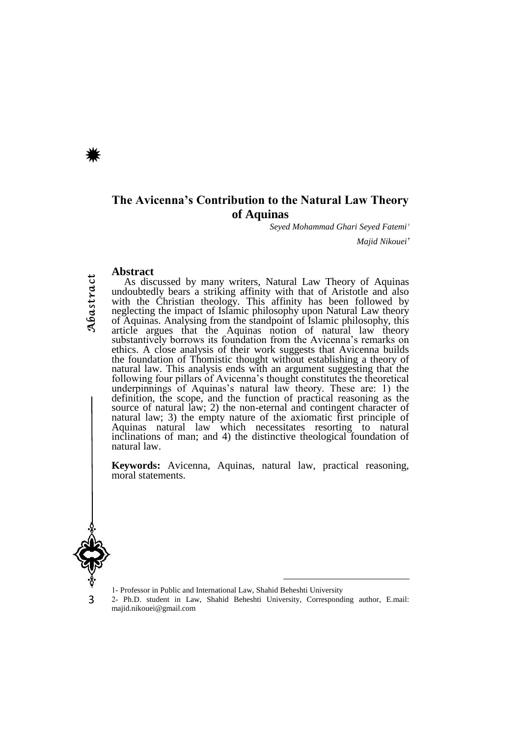# The Avicenna's Contribution to the Natural Law Theory of Aquinas

*Seyed Mohammad Ghari Seyed Fatemi*[1]

*Majid Nikouei*[2]

## Abstract

As discussed by many writers, Natural Law Theory of Aquinas undoubtedly bears a striking affinity with that of Aristotle and also with the Christian theology. This affinity has been followed by neglecting the impact of Islamic philosophy upon Natural Law theory of Aquinas. Analysing from the standpoint of Islamic philosophy, this article argues that the Aquinas notion of natural law theory substantively borrows its foundation from the Avicenna's remarks on ethics. A close analysis of their work suggests that Avicenna builds the foundation of Thomistic thought without establishing a theory of natural law. This analysis ends with an argument suggesting that the following four pillars of Avicenna's thought constitutes the theoretical underpinnings of Aquinas's natural law theory. These are: 1) the definition, the scope, and the function of practical reasoning as the source of natural law; 2) the non-eternal and contingent character of natural law; 3) the empty nature of the axiomatic first principle of Aquinas natural law which necessitates resorting to natural inclinations of man; and 4) the distinctive theological foundation of natural law.

**Keywords:** Avicenna, Aquinas, natural law, practical reasoning, moral statements.

---

1- Professor in Public and International Law, Shahid Beheshti University

2- Ph.D. student in Law, Shahid Beheshti University, Corresponding author, E.mail: majid.nikouei@gmail.com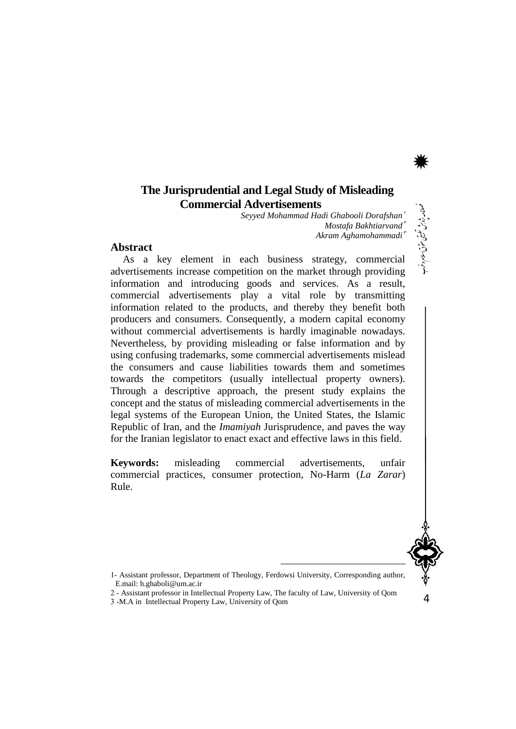# The Jurisprudential and Legal Study of Misleading Commercial Advertisements

*Seyyed Mohammad Hadi Ghabooli Dorafshan*[1]
*Mostafa Bakhtiarvand*[2]
*Akram Aghamohammadi*[3]

## Abstract

As a key element in each business strategy, commercial advertisements increase competition on the market through providing information and introducing goods and services. As a result, commercial advertisements play a vital role by transmitting information related to the products, and thereby they benefit both producers and consumers. Consequently, a modern capital economy without commercial advertisements is hardly imaginable nowadays. Nevertheless, by providing misleading or false information and by using confusing trademarks, some commercial advertisements mislead the consumers and cause liabilities towards them and sometimes towards the competitors (usually intellectual property owners). Through a descriptive approach, the present study explains the concept and the status of misleading commercial advertisements in the legal systems of the European Union, the United States, the Islamic Republic of Iran, and the *Imamiyah* Jurisprudence, and paves the way for the Iranian legislator to enact exact and effective laws in this field.

**Keywords:** misleading commercial advertisements, unfair commercial practices, consumer protection, No-Harm (*La Zarar*) Rule.

---

1- Assistant professor, Department of Theology, Ferdowsi University, Corresponding author, E.mail: h.ghaboli@um.ac.ir

2 - Assistant professor in Intellectual Property Law, The faculty of Law, University of Qom

3 -M.A in Intellectual Property Law, University of Qom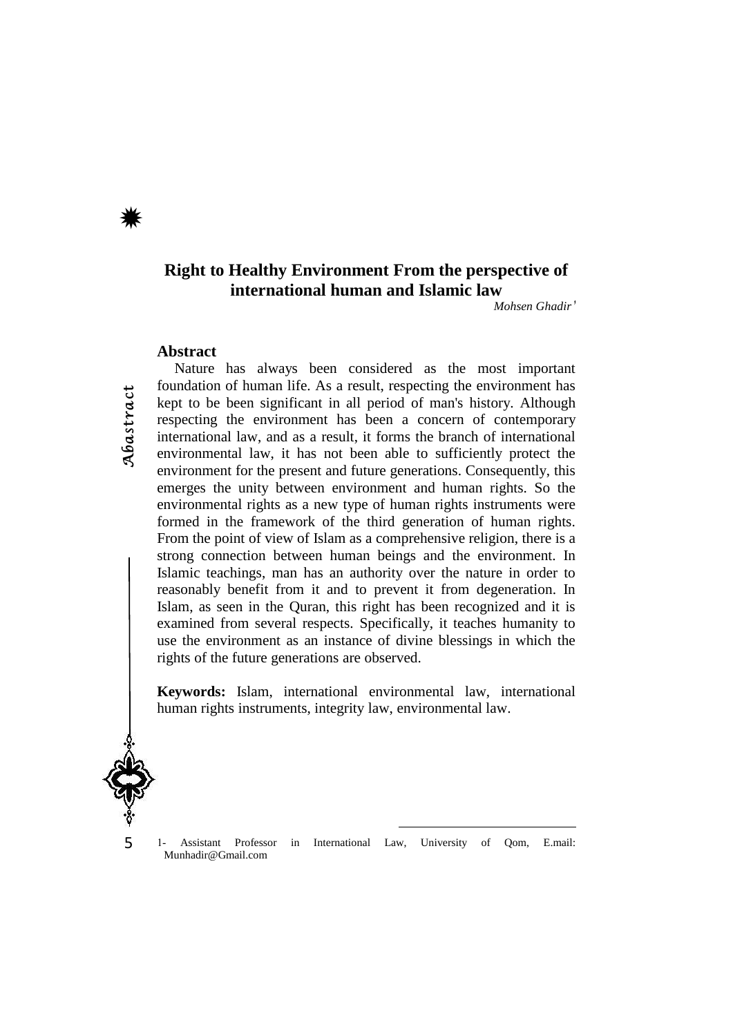# Right to Healthy Environment From the perspective of international human and Islamic law

*Mohsen Ghadir*[1]

## Abstract

Nature has always been considered as the most important foundation of human life. As a result, respecting the environment has kept to be been significant in all period of man's history. Although respecting the environment has been a concern of contemporary international law, and as a result, it forms the branch of international environmental law, it has not been able to sufficiently protect the environment for the present and future generations. Consequently, this emerges the unity between environment and human rights. So the environmental rights as a new type of human rights instruments were formed in the framework of the third generation of human rights. From the point of view of Islam as a comprehensive religion, there is a strong connection between human beings and the environment. In Islamic teachings, man has an authority over the nature in order to reasonably benefit from it and to prevent it from degeneration. In Islam, as seen in the Quran, this right has been recognized and it is examined from several respects. Specifically, it teaches humanity to use the environment as an instance of divine blessings in which the rights of the future generations are observed.

**Keywords:** Islam, international environmental law, international human rights instruments, integrity law, environmental law.

---

1- Assistant Professor in International Law, University of Qom, E.mail: Munhadir@Gmail.com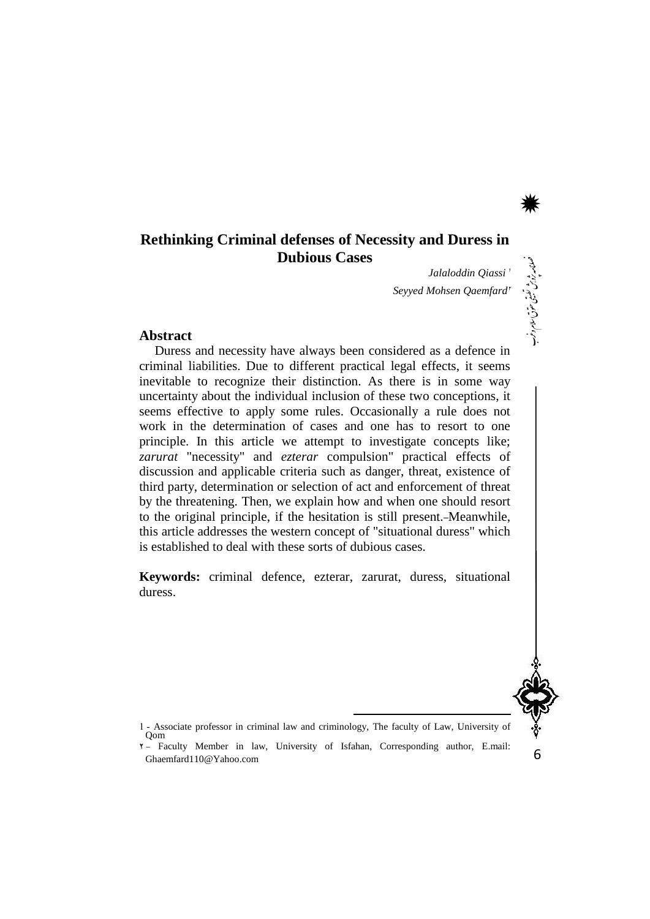# Rethinking Criminal defenses of Necessity and Duress in Dubious Cases

*Jalaloddin Qiassi* [1]

*Seyyed Mohsen Qaemfard* [2]

## Abstract

Duress and necessity have always been considered as a defence in criminal liabilities. Due to different practical legal effects, it seems inevitable to recognize their distinction. As there is in some way uncertainty about the individual inclusion of these two conceptions, it seems effective to apply some rules. Occasionally a rule does not work in the determination of cases and one has to resort to one principle. In this article we attempt to investigate concepts like; *zarurat* "necessity" and *ezterar* compulsion" practical effects of discussion and applicable criteria such as danger, threat, existence of third party, determination or selection of act and enforcement of threat by the threatening. Then, we explain how and when one should resort to the original principle, if the hesitation is still present.–Meanwhile, this article addresses the western concept of "situational duress" which is established to deal with these sorts of dubious cases.

**Keywords:** criminal defence, ezterar, zarurat, duress, situational duress.

---

1 - Associate professor in criminal law and criminology, The faculty of Law, University of Qom

2 – Faculty Member in law, University of Isfahan, Corresponding author, E.mail: Ghaemfard110@Yahoo.com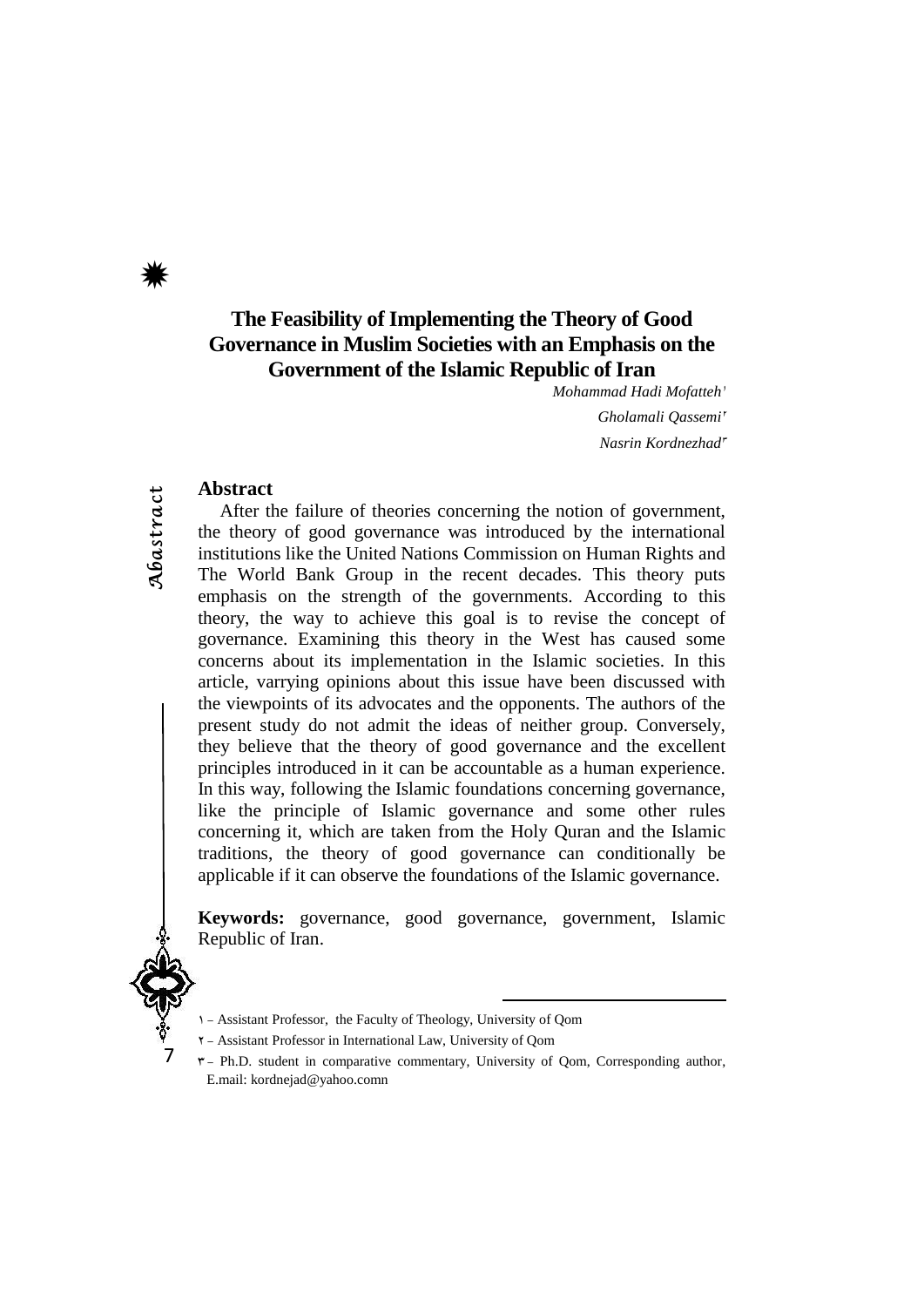# The Feasibility of Implementing the Theory of Good Governance in Muslim Societies with an Emphasis on the Government of the Islamic Republic of Iran

*Mohammad Hadi Mofatteh*[1]

*Gholamali Qassemi*[2]

*Nasrin Kordnezhad*[3]

## Abstract

After the failure of theories concerning the notion of government, the theory of good governance was introduced by the international institutions like the United Nations Commission on Human Rights and The World Bank Group in the recent decades. This theory puts emphasis on the strength of the governments. According to this theory, the way to achieve this goal is to revise the concept of governance. Examining this theory in the West has caused some concerns about its implementation in the Islamic societies. In this article, varrying opinions about this issue have been discussed with the viewpoints of its advocates and the opponents. The authors of the present study do not admit the ideas of neither group. Conversely, they believe that the theory of good governance and the excellent principles introduced in it can be accountable as a human experience. In this way, following the Islamic foundations concerning governance, like the principle of Islamic governance and some other rules concerning it, which are taken from the Holy Quran and the Islamic traditions, the theory of good governance can conditionally be applicable if it can observe the foundations of the Islamic governance.

**Keywords:** governance, good governance, government, Islamic Republic of Iran.

---

1 – Assistant Professor, the Faculty of Theology, University of Qom

2 – Assistant Professor in International Law, University of Qom

3 – Ph.D. student in comparative commentary, University of Qom, Corresponding author, E.mail: kordnejad@yahoo.comn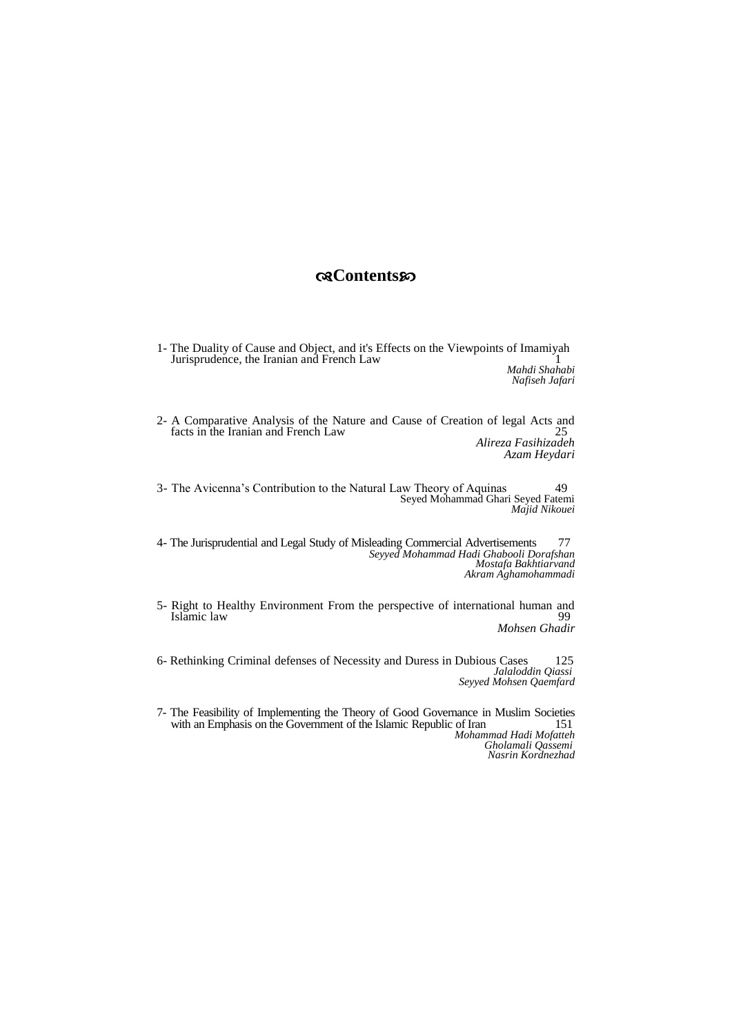# ❧Contents☙

1- The Duality of Cause and Object, and it's Effects on the Viewpoints of Imamiyah Jurisprudence, the Iranian and French Law 1

*Mahdi Shahabi*
*Nafiseh Jafari*

2- A Comparative Analysis of the Nature and Cause of Creation of legal Acts and facts in the Iranian and French Law 25

*Alireza Fasihizadeh*
*Azam Heydari*

3- The Avicenna's Contribution to the Natural Law Theory of Aquinas 49

Seyed Mohammad Ghari Seyed Fatemi
*Majid Nikouei*

4- The Jurisprudential and Legal Study of Misleading Commercial Advertisements 77

*Seyyed Mohammad Hadi Ghabooli Dorafshan*
*Mostafa Bakhtiarvand*
*Akram Aghamohammadi*

5- Right to Healthy Environment From the perspective of international human and Islamic law 99

*Mohsen Ghadir*

6- Rethinking Criminal defenses of Necessity and Duress in Dubious Cases 125

*Jalaloddin Qiassi*
*Seyyed Mohsen Qaemfard*

7- The Feasibility of Implementing the Theory of Good Governance in Muslim Societies with an Emphasis on the Government of the Islamic Republic of Iran 151

*Mohammad Hadi Mofatteh*
*Gholamali Qassemi*
*Nasrin Kordnezhad*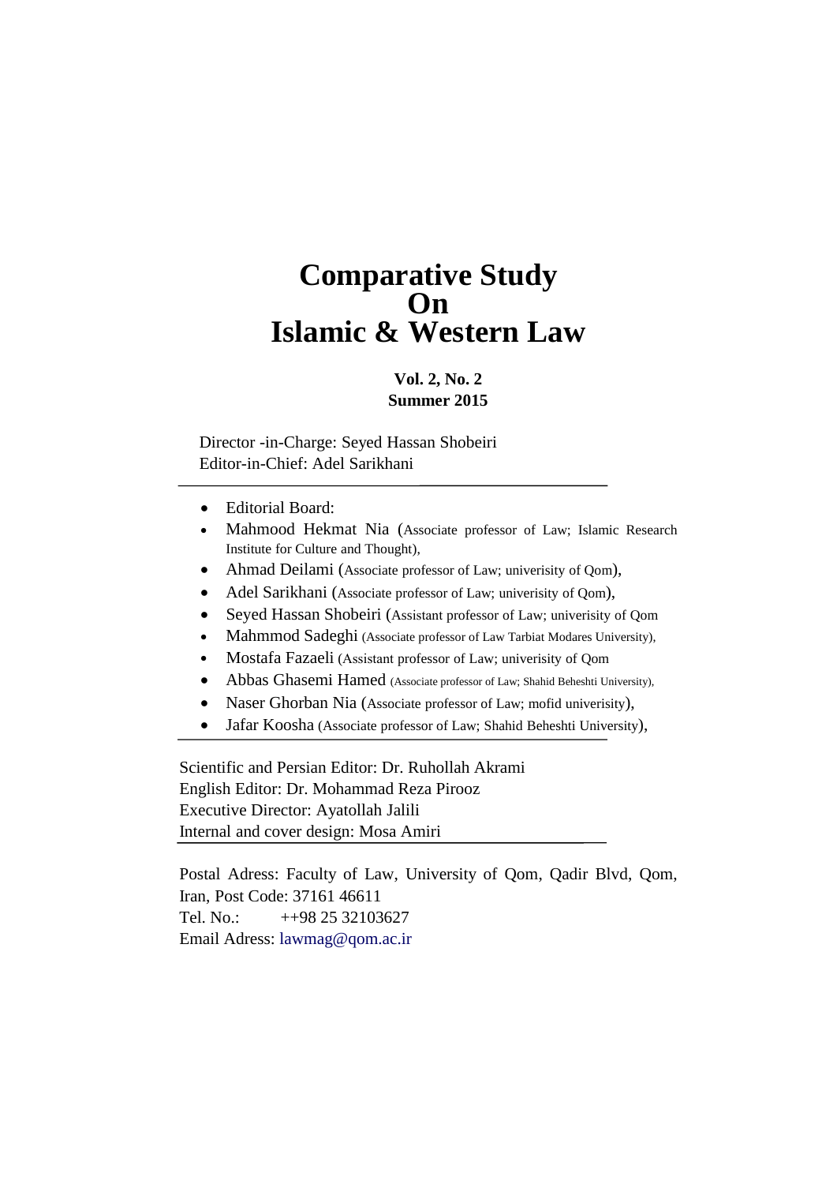# Comparative Study On Islamic & Western Law

**Vol. 2, No. 2**
**Summer 2015**

Director -in-Charge: Seyed Hassan Shobeiri
Editor-in-Chief: Adel Sarikhani

---

- Editorial Board:
- Mahmood Hekmat Nia (Associate professor of Law; Islamic Research Institute for Culture and Thought),
- Ahmad Deilami (Associate professor of Law; univerisity of Qom),
- Adel Sarikhani (Associate professor of Law; univerisity of Qom),
- Seyed Hassan Shobeiri (Assistant professor of Law; univerisity of Qom
- Mahmmod Sadeghi (Associate professor of Law Tarbiat Modares University),
- Mostafa Fazaeli (Assistant professor of Law; univerisity of Qom
- Abbas Ghasemi Hamed (Associate professor of Law; Shahid Beheshti University),
- Naser Ghorban Nia (Associate professor of Law; mofid univerisity),
- Jafar Koosha (Associate professor of Law; Shahid Beheshti University),

---

Scientific and Persian Editor: Dr. Ruhollah Akrami
English Editor: Dr. Mohammad Reza Pirooz
Executive Director: Ayatollah Jalili
Internal and cover design: Mosa Amiri

---

Postal Adress: Faculty of Law, University of Qom, Qadir Blvd, Qom, Iran, Post Code: 37161 46611
Tel. No.: ++98 25 32103627
Email Adress: lawmag@qom.ac.ir